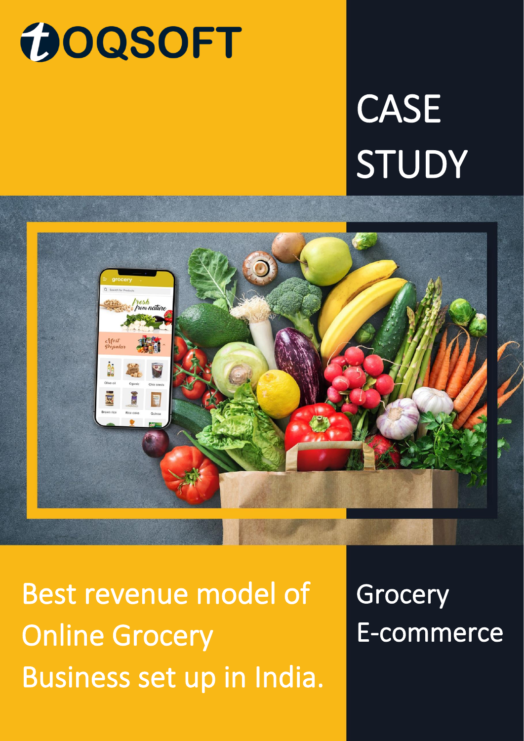TOQSOFT

# CASE STUDY

## Best revenue model of Online Grocery Business set up in India.

Grocery E-commerce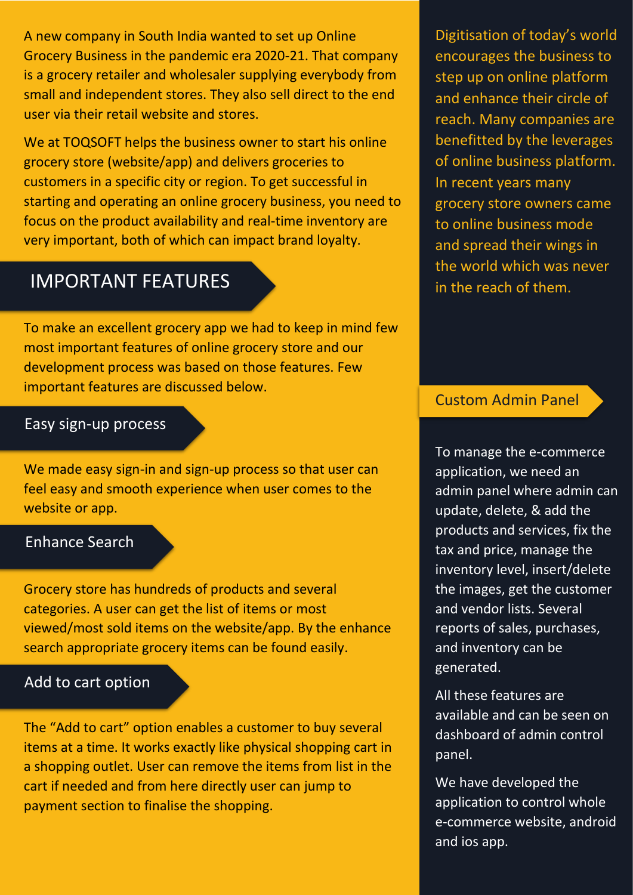A new company in South India wanted to set up Online Grocery Business in the pandemic era 2020-21. That company is a grocery retailer and wholesaler supplying everybody from small and independent stores. They also sell direct to the end user via their retail website and stores.

We at TOQSOFT helps the business owner to start his online grocery store (website/app) and delivers groceries to customers in a specific city or region. To get successful in starting and operating an online grocery business, you need to focus on the product availability and real-time inventory are very important, both of which can impact brand loyalty.

## IMPORTANT FEATURES

To make an excellent grocery app we had to keep in mind few most important features of online grocery store and our development process was based on those features. Few important features are discussed below.

### Easy sign-up process

We made easy sign-in and sign-up process so that user can feel easy and smooth experience when user comes to the website or app.

### Enhance Search

Grocery store has hundreds of products and several categories. A user can get the list of items or most viewed/most sold items on the website/app. By the enhance search appropriate grocery items can be found easily.

### Add to cart option

The "Add to cart" option enables a customer to buy several items at a time. It works exactly like physical shopping cart in a shopping outlet. User can remove the items from list in the cart if needed and from here directly user can jump to payment section to finalise the shopping.

Digitisation of today's world encourages the business to step up on online platform and enhance their circle of reach. Many companies are benefitted by the leverages of online business platform. In recent years many grocery store owners came to online business mode and spread their wings in the world which was never in the reach of them.

### Custom Admin Panel

To manage the e-commerce application, we need an admin panel where admin can update, delete, & add the products and services, fix the tax and price, manage the inventory level, insert/delete the images, get the customer and vendor lists. Several reports of sales, purchases, and inventory can be generated.

All these features are available and can be seen on dashboard of admin control panel.

We have developed the application to control whole e-commerce website, android and ios app.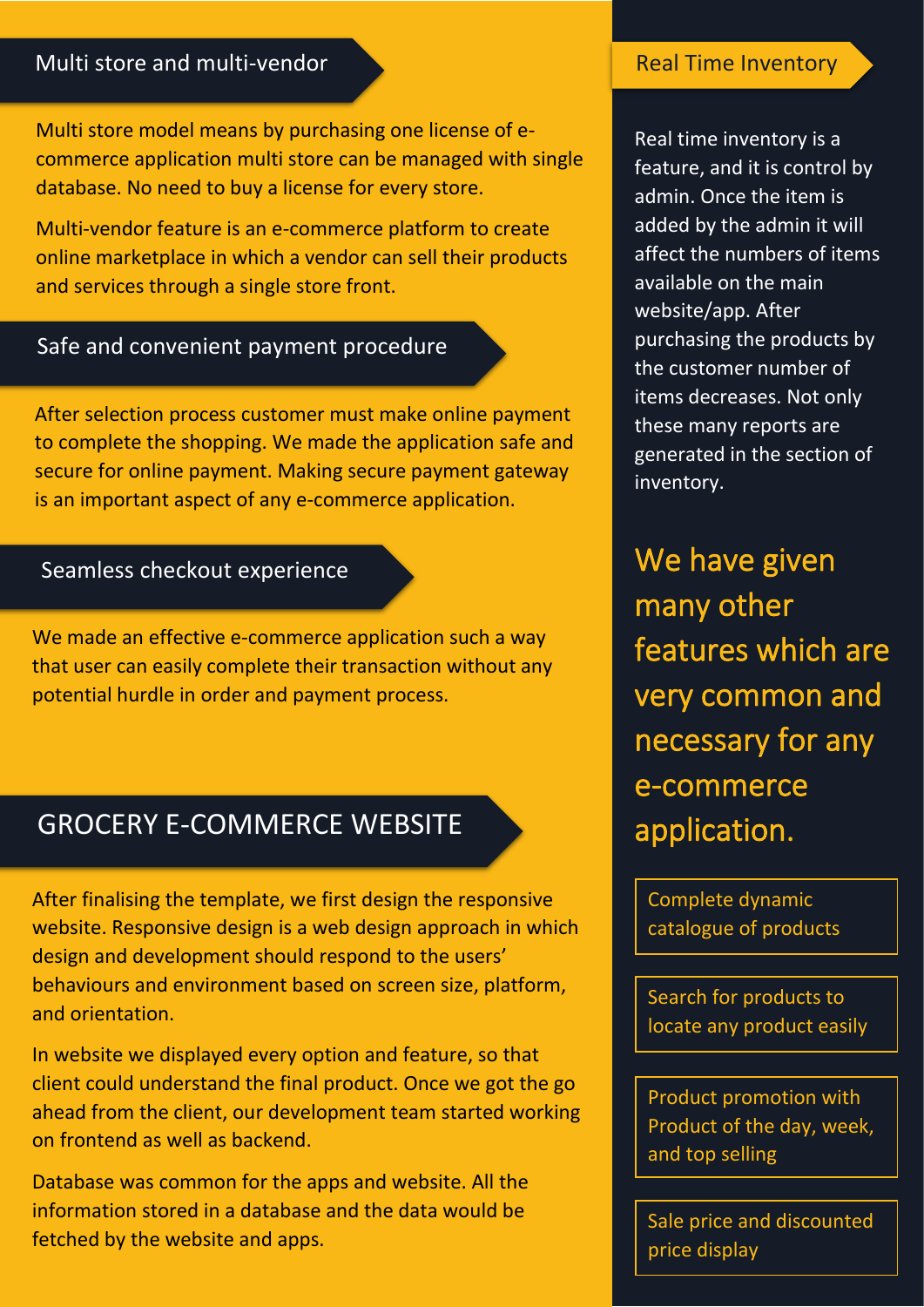## Multi store and multi-vendor

Multi store model means by purchasing one license of e-commerce application multi store can be managed with single database. No need to buy a license for every store.

Multi-vendor feature is an e-commerce platform to create online marketplace in which a vendor can sell their products and services through a single store front.

## Safe and convenient payment procedure

After selection process customer must make online payment to complete the shopping. We made the application safe and secure for online payment. Making secure payment gateway is an important aspect of any e-commerce application.

## Seamless checkout experience

We made an effective e-commerce application such a way that user can easily complete their transaction without any potential hurdle in order and payment process.

# GROCERY E-COMMERCE WEBSITE

After finalising the template, we first design the responsive website. Responsive design is a web design approach in which design and development should respond to the users' behaviours and environment based on screen size, platform, and orientation.

In website we displayed every option and feature, so that client could understand the final product. Once we got the go ahead from the client, our development team started working on frontend as well as backend.

Database was common for the apps and website. All the information stored in a database and the data would be fetched by the website and apps.

## Real Time Inventory

Real time inventory is a feature, and it is control by admin. Once the item is added by the admin it will affect the numbers of items available on the main website/app. After purchasing the products by the customer number of items decreases. Not only these many reports are generated in the section of inventory.

### We have given many other features which are very common and necessary for any e-commerce application.

- Complete dynamic catalogue of products
- Search for products to locate any product easily
- Product promotion with Product of the day, week, and top selling
- Sale price and discounted price display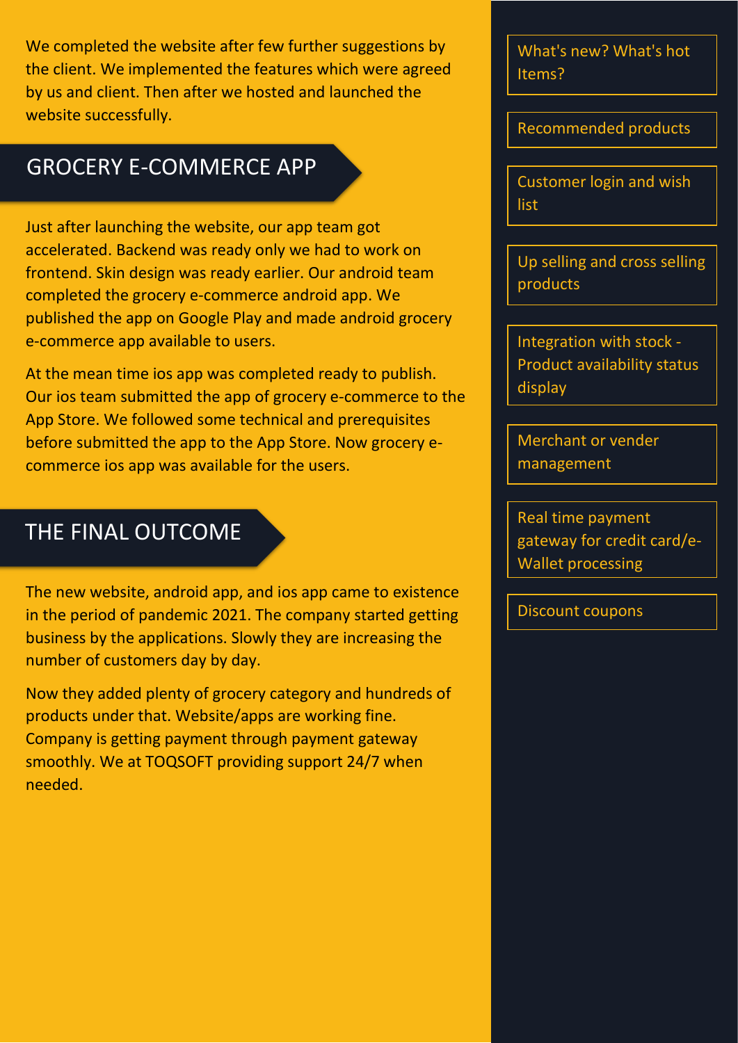We completed the website after few further suggestions by the client. We implemented the features which were agreed by us and client. Then after we hosted and launched the website successfully.

## GROCERY E-COMMERCE APP

Just after launching the website, our app team got accelerated. Backend was ready only we had to work on frontend. Skin design was ready earlier. Our android team completed the grocery e-commerce android app. We published the app on Google Play and made android grocery e-commerce app available to users.

At the mean time ios app was completed ready to publish. Our ios team submitted the app of grocery e-commerce to the App Store. We followed some technical and prerequisites before submitted the app to the App Store. Now grocery e-commerce ios app was available for the users.

## THE FINAL OUTCOME

The new website, android app, and ios app came to existence in the period of pandemic 2021. The company started getting business by the applications. Slowly they are increasing the number of customers day by day.

Now they added plenty of grocery category and hundreds of products under that. Website/apps are working fine. Company is getting payment through payment gateway smoothly. We at TOQSOFT providing support 24/7 when needed.

- What's new? What's hot Items?
- Recommended products
- Customer login and wish list
- Up selling and cross selling products
- Integration with stock - Product availability status display
- Merchant or vender management
- Real time payment gateway for credit card/e-Wallet processing
- Discount coupons